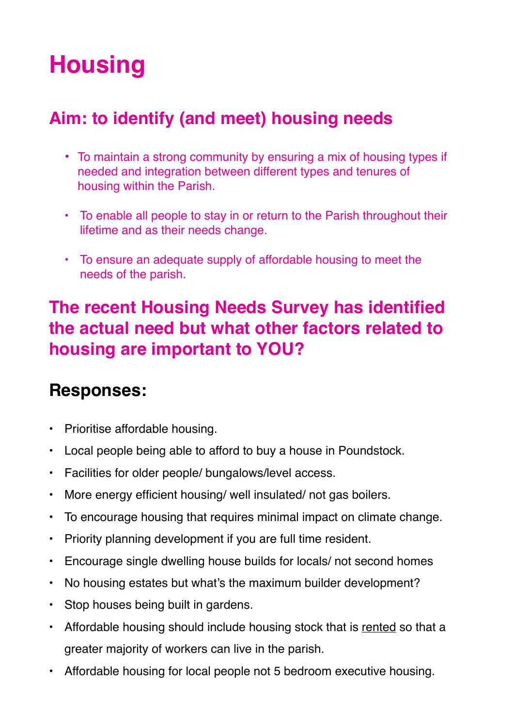# Housing

## Aim: to identify (and meet) housing needs

- To maintain a strong community by ensuring a mix of housing types if needed and integration between different types and tenures of housing within the Parish.
- To enable all people to stay in or return to the Parish throughout their lifetime and as their needs change.
- To ensure an adequate supply of affordable housing to meet the needs of the parish.

## The recent Housing Needs Survey has identified the actual need but what other factors related to housing are important to YOU?

## Responses:

- Prioritise affordable housing.
- Local people being able to afford to buy a house in Poundstock.
- Facilities for older people/ bungalows/level access.
- More energy efficient housing/ well insulated/ not gas boilers.
- To encourage housing that requires minimal impact on climate change.
- Priority planning development if you are full time resident.
- Encourage single dwelling house builds for locals/ not second homes
- No housing estates but what's the maximum builder development?
- Stop houses being built in gardens.
- Affordable housing should include housing stock that is <u>rented</u> so that a greater majority of workers can live in the parish.
- Affordable housing for local people not 5 bedroom executive housing.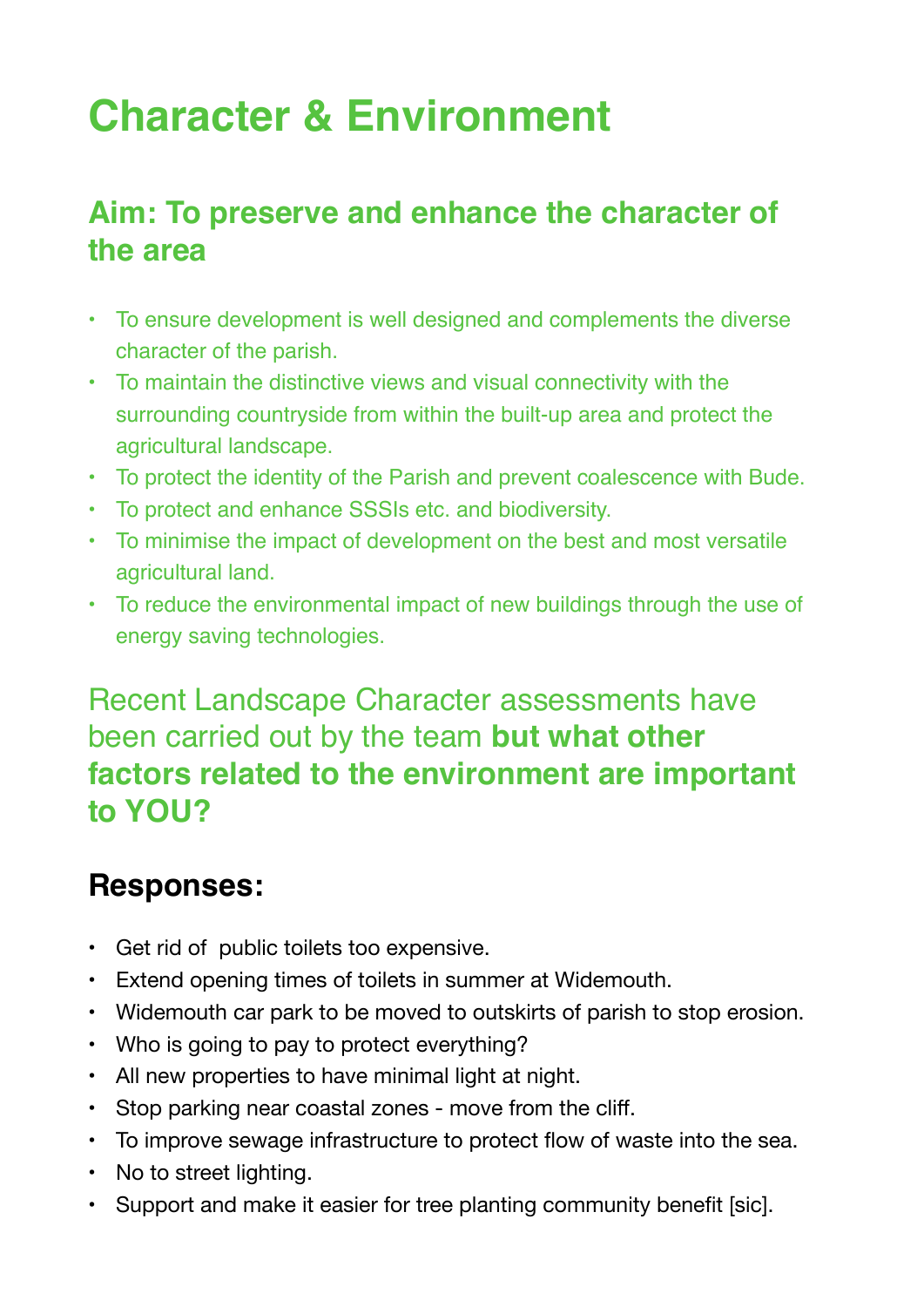# Character & Environment

## Aim: To preserve and enhance the character of the area

- To ensure development is well designed and complements the diverse character of the parish.
- To maintain the distinctive views and visual connectivity with the surrounding countryside from within the built-up area and protect the agricultural landscape.
- To protect the identity of the Parish and prevent coalescence with Bude.
- To protect and enhance SSSIs etc. and biodiversity.
- To minimise the impact of development on the best and most versatile agricultural land.
- To reduce the environmental impact of new buildings through the use of energy saving technologies.

Recent Landscape Character assessments have been carried out by the team **but what other factors related to the environment are important to YOU?**

## Responses:

- Get rid of  public toilets too expensive.
- Extend opening times of toilets in summer at Widemouth.
- Widemouth car park to be moved to outskirts of parish to stop erosion.
- Who is going to pay to protect everything?
- All new properties to have minimal light at night.
- Stop parking near coastal zones - move from the cliff.
- To improve sewage infrastructure to protect flow of waste into the sea.
- No to street lighting.
- Support and make it easier for tree planting community benefit [sic].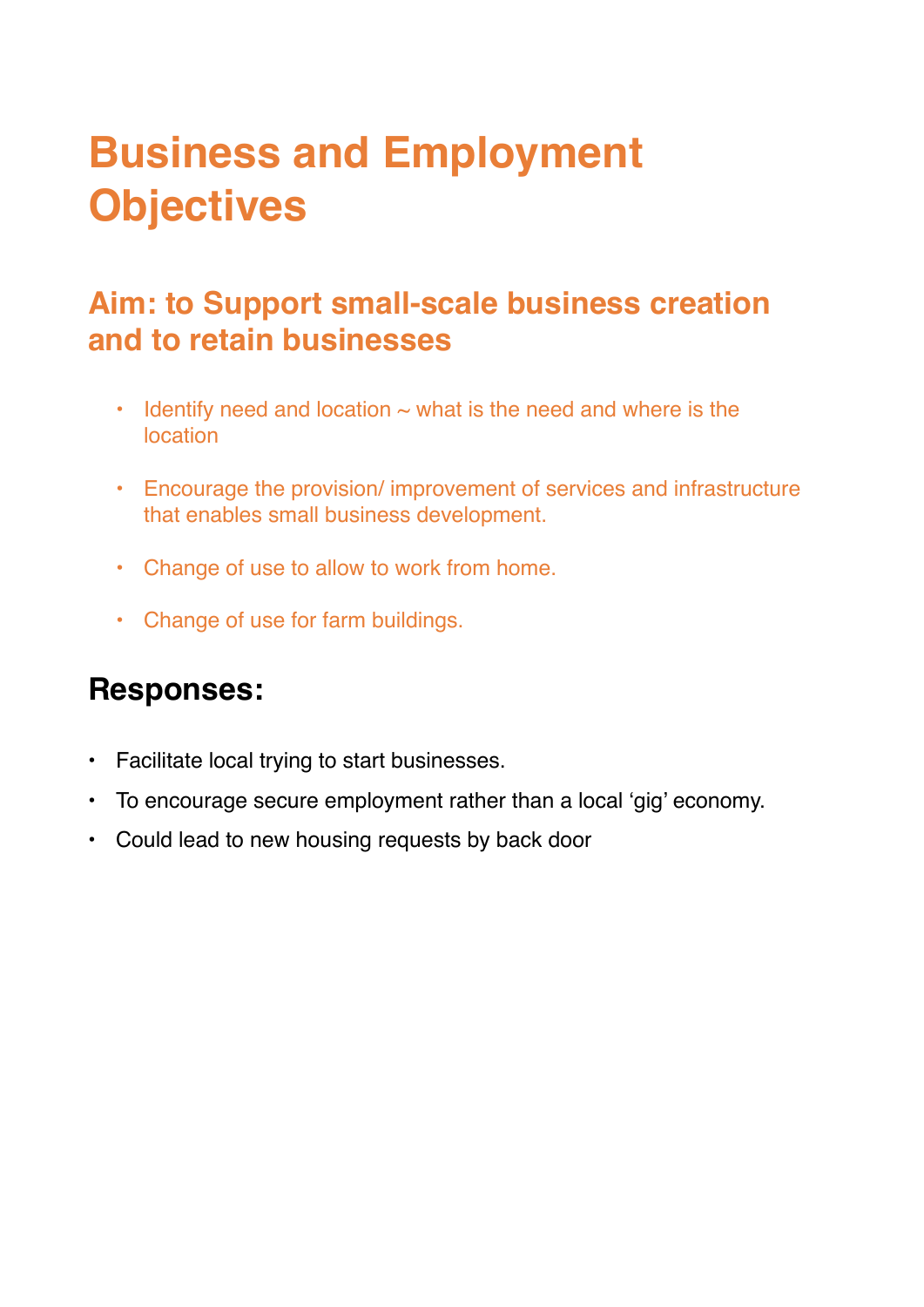# Business and Employment Objectives

## Aim: to Support small-scale business creation and to retain businesses

- Identify need and location ~ what is the need and where is the location
- Encourage the provision/ improvement of services and infrastructure that enables small business development.
- Change of use to allow to work from home.
- Change of use for farm buildings.

## Responses:

- Facilitate local trying to start businesses.
- To encourage secure employment rather than a local 'gig' economy.
- Could lead to new housing requests by back door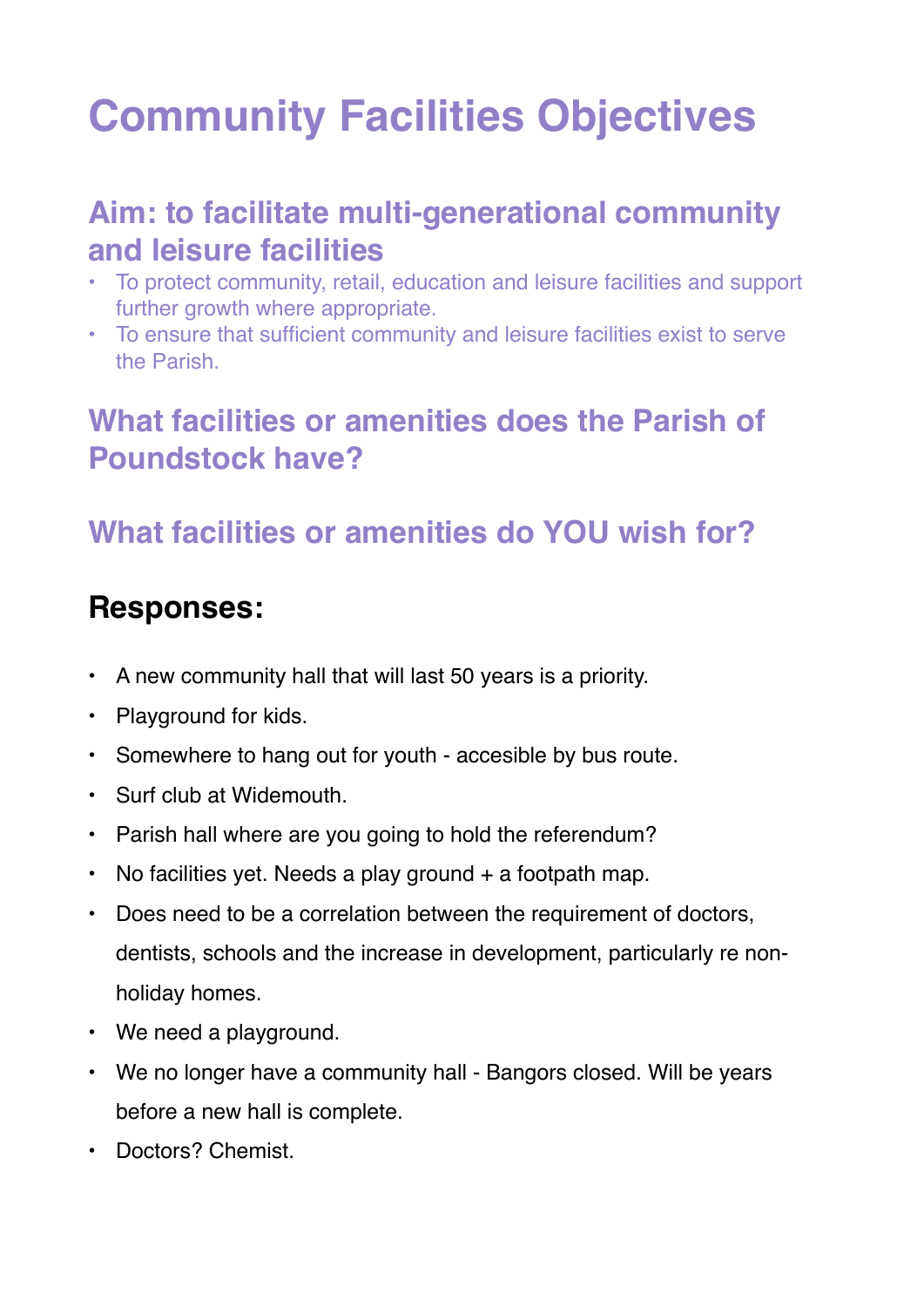# Community Facilities Objectives

## Aim: to facilitate multi-generational community and leisure facilities

- To protect community, retail, education and leisure facilities and support further growth where appropriate.
- To ensure that sufficient community and leisure facilities exist to serve the Parish.

## What facilities or amenities does the Parish of Poundstock have?

## What facilities or amenities do YOU wish for?

## Responses:

- A new community hall that will last 50 years is a priority.
- Playground for kids.
- Somewhere to hang out for youth - accesible by bus route.
- Surf club at Widemouth.
- Parish hall where are you going to hold the referendum?
- No facilities yet. Needs a play ground + a footpath map.
- Does need to be a correlation between the requirement of doctors, dentists, schools and the increase in development, particularly re non-holiday homes.
- We need a playground.
- We no longer have a community hall - Bangors closed. Will be years before a new hall is complete.
- Doctors? Chemist.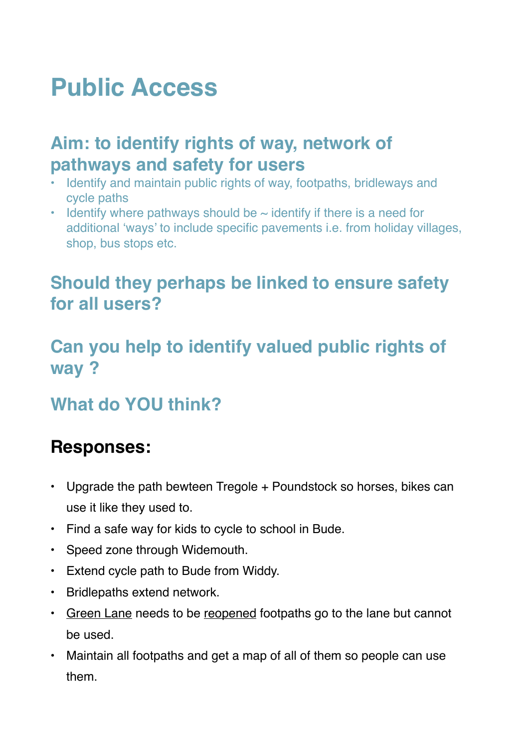# Public Access

## Aim: to identify rights of way, network of pathways and safety for users

- Identify and maintain public rights of way, footpaths, bridleways and cycle paths
- Identify where pathways should be ~ identify if there is a need for additional 'ways' to include specific pavements i.e. from holiday villages, shop, bus stops etc.

## Should they perhaps be linked to ensure safety for all users?

## Can you help to identify valued public rights of way ?

## What do YOU think?

## Responses:

- Upgrade the path bewteen Tregole + Poundstock so horses, bikes can use it like they used to.
- Find a safe way for kids to cycle to school in Bude.
- Speed zone through Widemouth.
- Extend cycle path to Bude from Widdy.
- Bridlepaths extend network.
- Green Lane needs to be reopened footpaths go to the lane but cannot be used.
- Maintain all footpaths and get a map of all of them so people can use them.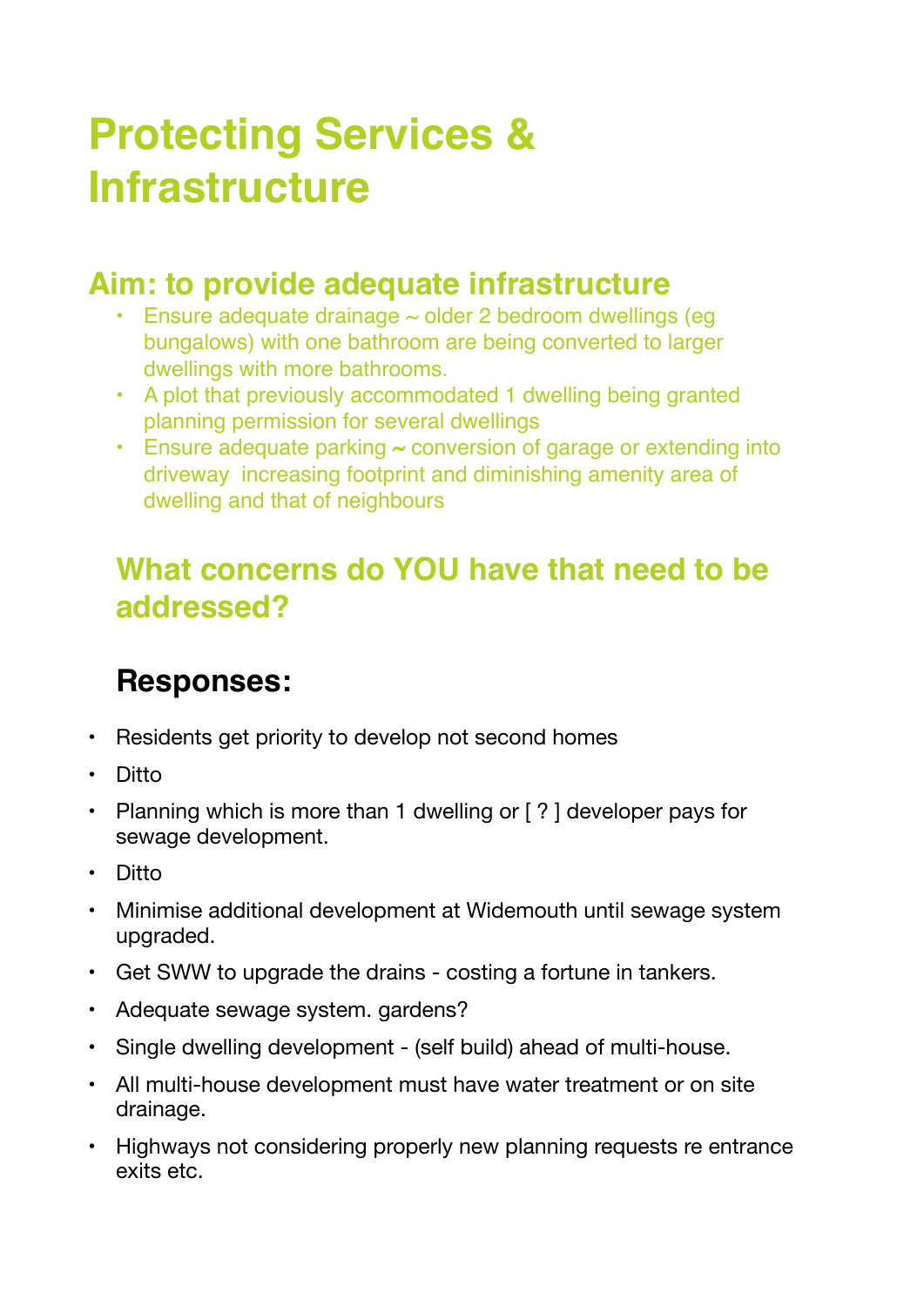# Protecting Services & Infrastructure

## Aim: to provide adequate infrastructure

- Ensure adequate drainage ~ older 2 bedroom dwellings (eg bungalows) with one bathroom are being converted to larger dwellings with more bathrooms.
- A plot that previously accommodated 1 dwelling being granted planning permission for several dwellings
- Ensure adequate parking ~ conversion of garage or extending into driveway increasing footprint and diminishing amenity area of dwelling and that of neighbours

### What concerns do YOU have that need to be addressed?

### Responses:

- Residents get priority to develop not second homes
- Ditto
- Planning which is more than 1 dwelling or [ ? ] developer pays for sewage development.
- Ditto
- Minimise additional development at Widemouth until sewage system upgraded.
- Get SWW to upgrade the drains - costing a fortune in tankers.
- Adequate sewage system. gardens?
- Single dwelling development - (self build) ahead of multi-house.
- All multi-house development must have water treatment or on site drainage.
- Highways not considering properly new planning requests re entrance exits etc.